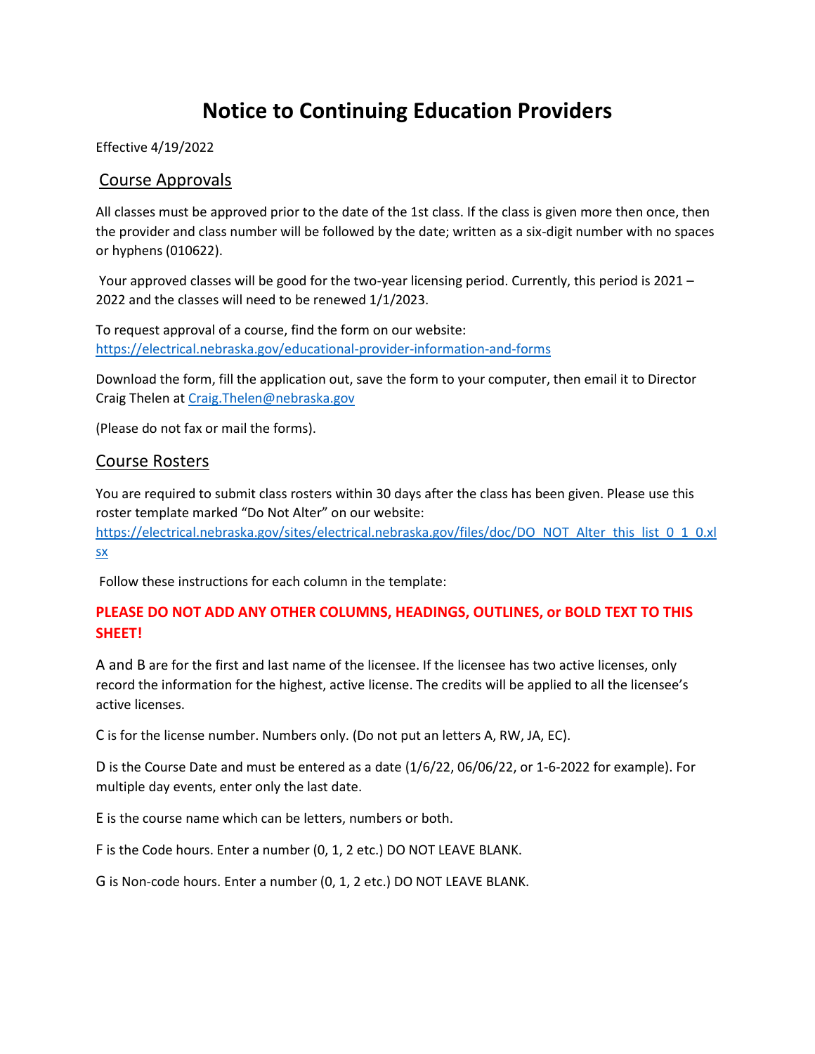# Notice to Continuing Education Providers

Effective 4/19/2022

## Course Approvals

All classes must be approved prior to the date of the 1st class. If the class is given more then once, then the provider and class number will be followed by the date; written as a six-digit number with no spaces or hyphens (010622).

Your approved classes will be good for the two-year licensing period. Currently, this period is 2021 – 2022 and the classes will need to be renewed 1/1/2023.

To request approval of a course, find the form on our website: https://electrical.nebraska.gov/educational-provider-information-and-forms

Download the form, fill the application out, save the form to your computer, then email it to Director Craig Thelen at Craig.Thelen@nebraska.gov

(Please do not fax or mail the forms).

## Course Rosters

You are required to submit class rosters within 30 days after the class has been given. Please use this roster template marked "Do Not Alter" on our website: https://electrical.nebraska.gov/sites/electrical.nebraska.gov/files/doc/DO_NOT_Alter_this_list_0_1_0.xlsx

Follow these instructions for each column in the template:

**PLEASE DO NOT ADD ANY OTHER COLUMNS, HEADINGS, OUTLINES, or BOLD TEXT TO THIS SHEET!**

A and B are for the first and last name of the licensee. If the licensee has two active licenses, only record the information for the highest, active license. The credits will be applied to all the licensee's active licenses.

C is for the license number. Numbers only. (Do not put an letters A, RW, JA, EC).

D is the Course Date and must be entered as a date (1/6/22, 06/06/22, or 1-6-2022 for example). For multiple day events, enter only the last date.

E is the course name which can be letters, numbers or both.

F is the Code hours. Enter a number (0, 1, 2 etc.) DO NOT LEAVE BLANK.

G is Non-code hours. Enter a number (0, 1, 2 etc.) DO NOT LEAVE BLANK.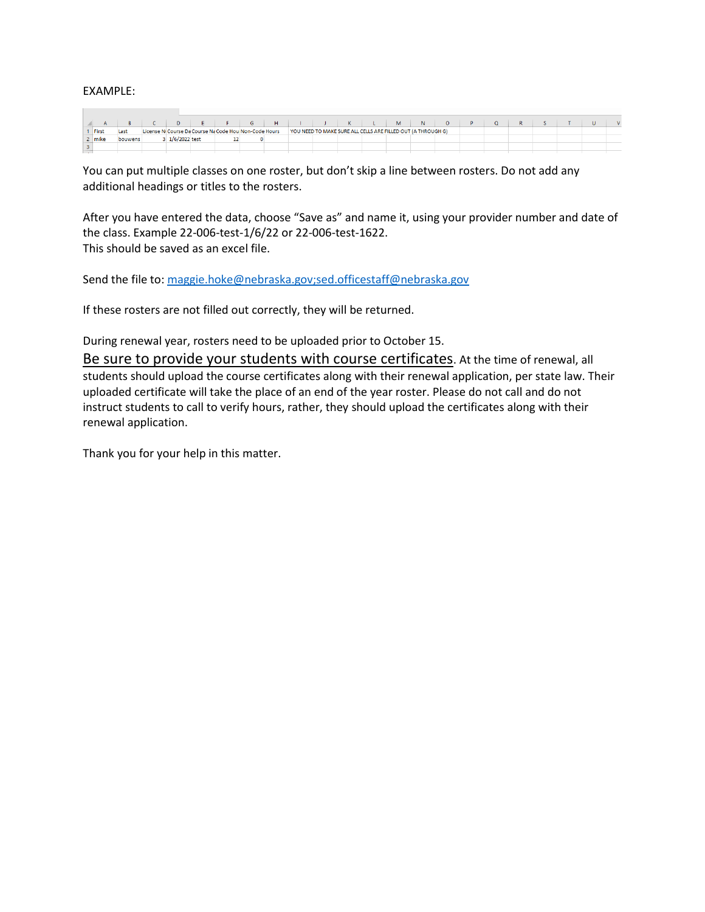EXAMPLE:

| | A | B | C | D | E | F | G | H | I | J | K | L | M | N | O | P | Q | R | S | T | U | V |
|---|---|---|---|---|---|---|---|---|---|---|---|---|---|---|---|---|---|---|---|---|---|---|
| 1 | First | Last | License N | Course Da | Course Na | Code Hou | Non-Code Hours | | YOU NEED TO MAKE SURE ALL CELLS ARE FILLED OUT (A THROUGH G) | | | | | | | | | | | | | |
| 2 | mike | bouwens | 3 | 1/6/2022 | test | 12 | 0 | | | | | | | | | | | | | | | |
| 3 | | | | | | | | | | | | | | | | | | | | | | |

You can put multiple classes on one roster, but don't skip a line between rosters. Do not add any additional headings or titles to the rosters.

After you have entered the data, choose "Save as" and name it, using your provider number and date of the class. Example 22-006-test-1/6/22 or 22-006-test-1622.
This should be saved as an excel file.

Send the file to: maggie.hoke@nebraska.gov;sed.officestaff@nebraska.gov

If these rosters are not filled out correctly, they will be returned.

During renewal year, rosters need to be uploaded prior to October 15.
Be sure to provide your students with course certificates. At the time of renewal, all students should upload the course certificates along with their renewal application, per state law. Their uploaded certificate will take the place of an end of the year roster. Please do not call and do not instruct students to call to verify hours, rather, they should upload the certificates along with their renewal application.

Thank you for your help in this matter.